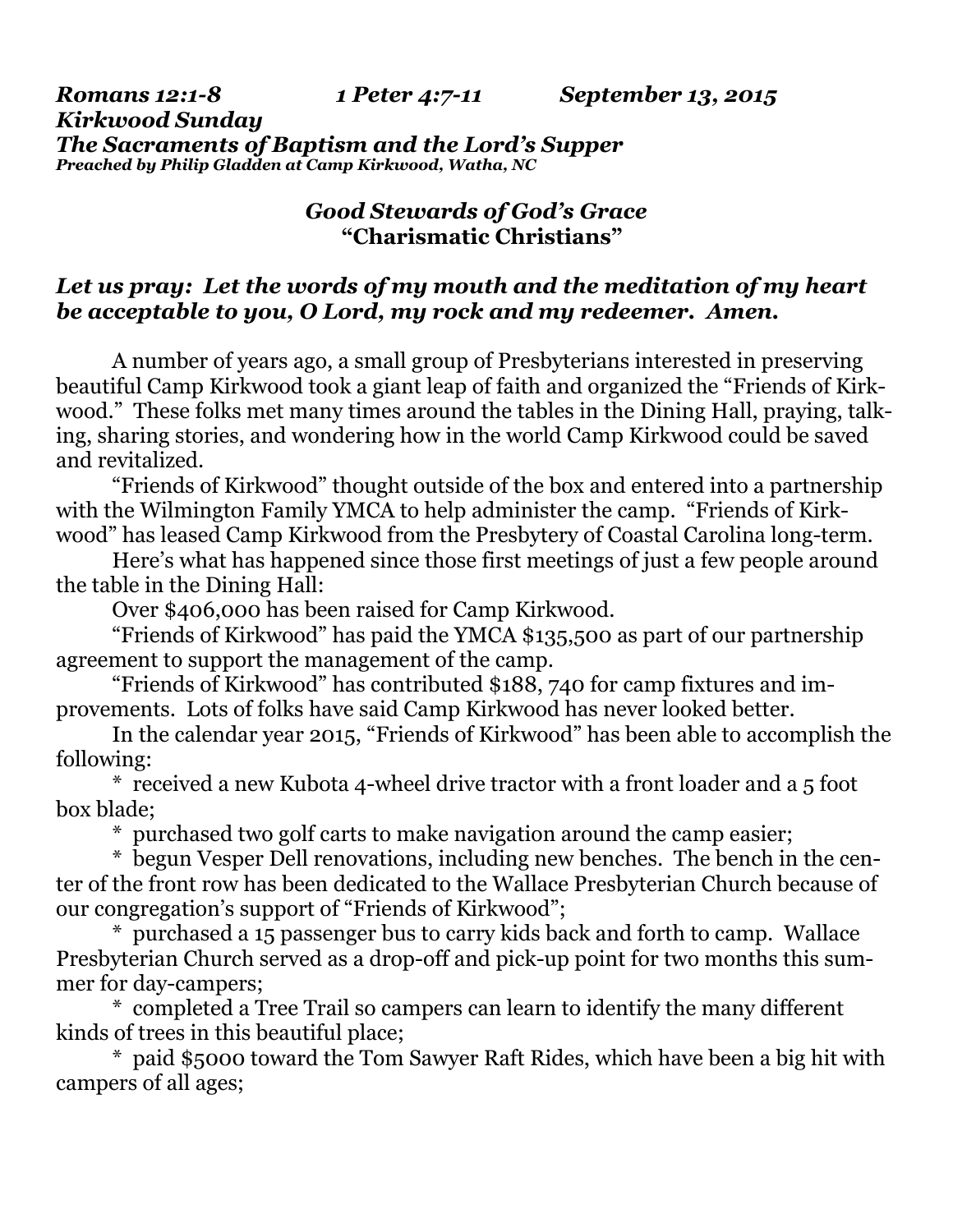***Romans 12:1-8 1 Peter 4:7-11 September 13, 2015***
***Kirkwood Sunday***
***The Sacraments of Baptism and the Lord's Supper***
***Preached by Philip Gladden at Camp Kirkwood, Watha, NC***

## *Good Stewards of God's Grace*
## *"Charismatic Christians"*

***Let us pray: Let the words of my mouth and the meditation of my heart be acceptable to you, O Lord, my rock and my redeemer. Amen.***

A number of years ago, a small group of Presbyterians interested in preserving beautiful Camp Kirkwood took a giant leap of faith and organized the "Friends of Kirkwood." These folks met many times around the tables in the Dining Hall, praying, talking, sharing stories, and wondering how in the world Camp Kirkwood could be saved and revitalized.

"Friends of Kirkwood" thought outside of the box and entered into a partnership with the Wilmington Family YMCA to help administer the camp. "Friends of Kirkwood" has leased Camp Kirkwood from the Presbytery of Coastal Carolina long-term.

Here's what has happened since those first meetings of just a few people around the table in the Dining Hall:

Over $406,000 has been raised for Camp Kirkwood.

"Friends of Kirkwood" has paid the YMCA $135,500 as part of our partnership agreement to support the management of the camp.

"Friends of Kirkwood" has contributed $188, 740 for camp fixtures and improvements. Lots of folks have said Camp Kirkwood has never looked better.

In the calendar year 2015, "Friends of Kirkwood" has been able to accomplish the following:

\* received a new Kubota 4-wheel drive tractor with a front loader and a 5 foot box blade;

\* purchased two golf carts to make navigation around the camp easier;

\* begun Vesper Dell renovations, including new benches. The bench in the center of the front row has been dedicated to the Wallace Presbyterian Church because of our congregation's support of "Friends of Kirkwood";

\* purchased a 15 passenger bus to carry kids back and forth to camp. Wallace Presbyterian Church served as a drop-off and pick-up point for two months this summer for day-campers;

\* completed a Tree Trail so campers can learn to identify the many different kinds of trees in this beautiful place;

\* paid $5000 toward the Tom Sawyer Raft Rides, which have been a big hit with campers of all ages;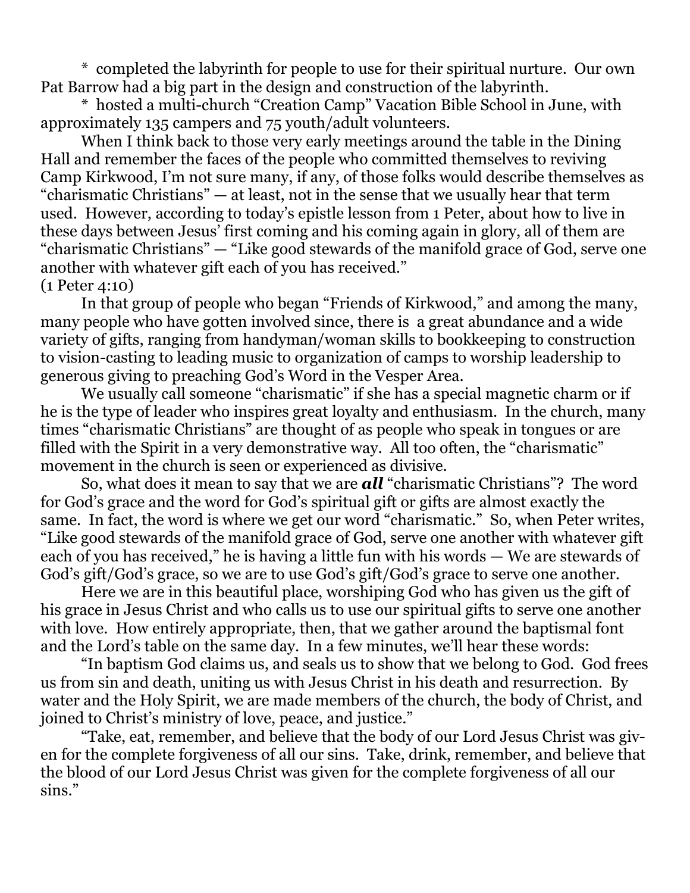* completed the labyrinth for people to use for their spiritual nurture. Our own Pat Barrow had a big part in the design and construction of the labyrinth.

* hosted a multi-church "Creation Camp" Vacation Bible School in June, with approximately 135 campers and 75 youth/adult volunteers.

When I think back to those very early meetings around the table in the Dining Hall and remember the faces of the people who committed themselves to reviving Camp Kirkwood, I'm not sure many, if any, of those folks would describe themselves as "charismatic Christians" — at least, not in the sense that we usually hear that term used. However, according to today's epistle lesson from 1 Peter, about how to live in these days between Jesus' first coming and his coming again in glory, all of them are "charismatic Christians" — "Like good stewards of the manifold grace of God, serve one another with whatever gift each of you has received." (1 Peter 4:10)

In that group of people who began "Friends of Kirkwood," and among the many, many people who have gotten involved since, there is a great abundance and a wide variety of gifts, ranging from handyman/woman skills to bookkeeping to construction to vision-casting to leading music to organization of camps to worship leadership to generous giving to preaching God's Word in the Vesper Area.

We usually call someone "charismatic" if she has a special magnetic charm or if he is the type of leader who inspires great loyalty and enthusiasm. In the church, many times "charismatic Christians" are thought of as people who speak in tongues or are filled with the Spirit in a very demonstrative way. All too often, the "charismatic" movement in the church is seen or experienced as divisive.

So, what does it mean to say that we are ***all*** "charismatic Christians"? The word for God's grace and the word for God's spiritual gift or gifts are almost exactly the same. In fact, the word is where we get our word "charismatic." So, when Peter writes, "Like good stewards of the manifold grace of God, serve one another with whatever gift each of you has received," he is having a little fun with his words — We are stewards of God's gift/God's grace, so we are to use God's gift/God's grace to serve one another.

Here we are in this beautiful place, worshiping God who has given us the gift of his grace in Jesus Christ and who calls us to use our spiritual gifts to serve one another with love. How entirely appropriate, then, that we gather around the baptismal font and the Lord's table on the same day. In a few minutes, we'll hear these words:

"In baptism God claims us, and seals us to show that we belong to God. God frees us from sin and death, uniting us with Jesus Christ in his death and resurrection. By water and the Holy Spirit, we are made members of the church, the body of Christ, and joined to Christ's ministry of love, peace, and justice."

"Take, eat, remember, and believe that the body of our Lord Jesus Christ was given for the complete forgiveness of all our sins. Take, drink, remember, and believe that the blood of our Lord Jesus Christ was given for the complete forgiveness of all our sins."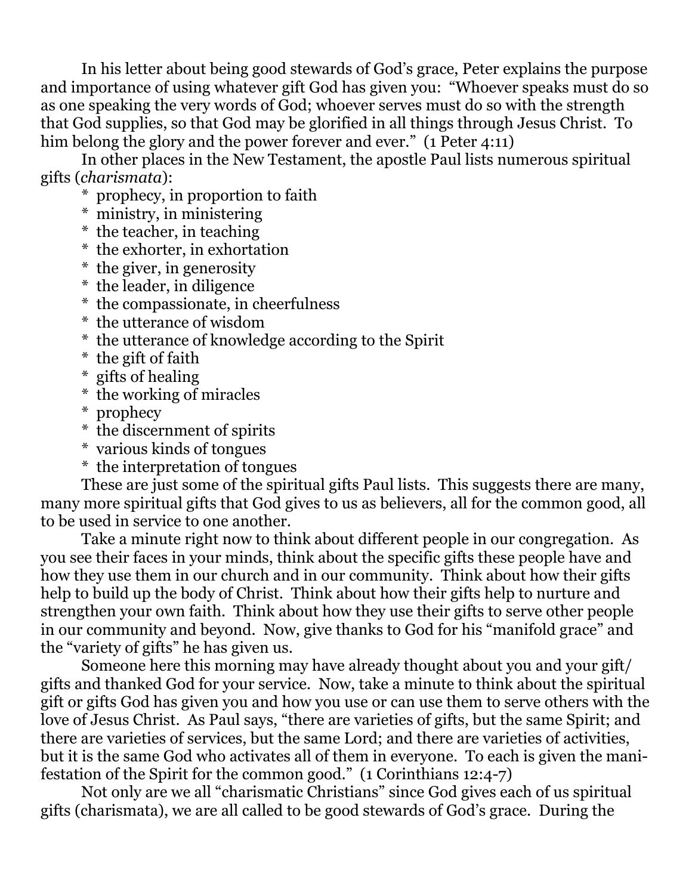In his letter about being good stewards of God's grace, Peter explains the purpose and importance of using whatever gift God has given you: "Whoever speaks must do so as one speaking the very words of God; whoever serves must do so with the strength that God supplies, so that God may be glorified in all things through Jesus Christ. To him belong the glory and the power forever and ever." (1 Peter 4:11)

In other places in the New Testament, the apostle Paul lists numerous spiritual gifts (*charismata*):

- prophecy, in proportion to faith
- ministry, in ministering
- the teacher, in teaching
- the exhorter, in exhortation
- the giver, in generosity
- the leader, in diligence
- the compassionate, in cheerfulness
- the utterance of wisdom
- the utterance of knowledge according to the Spirit
- the gift of faith
- gifts of healing
- the working of miracles
- prophecy
- the discernment of spirits
- various kinds of tongues
- the interpretation of tongues

These are just some of the spiritual gifts Paul lists. This suggests there are many, many more spiritual gifts that God gives to us as believers, all for the common good, all to be used in service to one another.

Take a minute right now to think about different people in our congregation. As you see their faces in your minds, think about the specific gifts these people have and how they use them in our church and in our community. Think about how their gifts help to build up the body of Christ. Think about how their gifts help to nurture and strengthen your own faith. Think about how they use their gifts to serve other people in our community and beyond. Now, give thanks to God for his "manifold grace" and the "variety of gifts" he has given us.

Someone here this morning may have already thought about you and your gift/gifts and thanked God for your service. Now, take a minute to think about the spiritual gift or gifts God has given you and how you use or can use them to serve others with the love of Jesus Christ. As Paul says, "there are varieties of gifts, but the same Spirit; and there are varieties of services, but the same Lord; and there are varieties of activities, but it is the same God who activates all of them in everyone. To each is given the manifestation of the Spirit for the common good." (1 Corinthians 12:4-7)

Not only are we all "charismatic Christians" since God gives each of us spiritual gifts (charismata), we are all called to be good stewards of God's grace. During the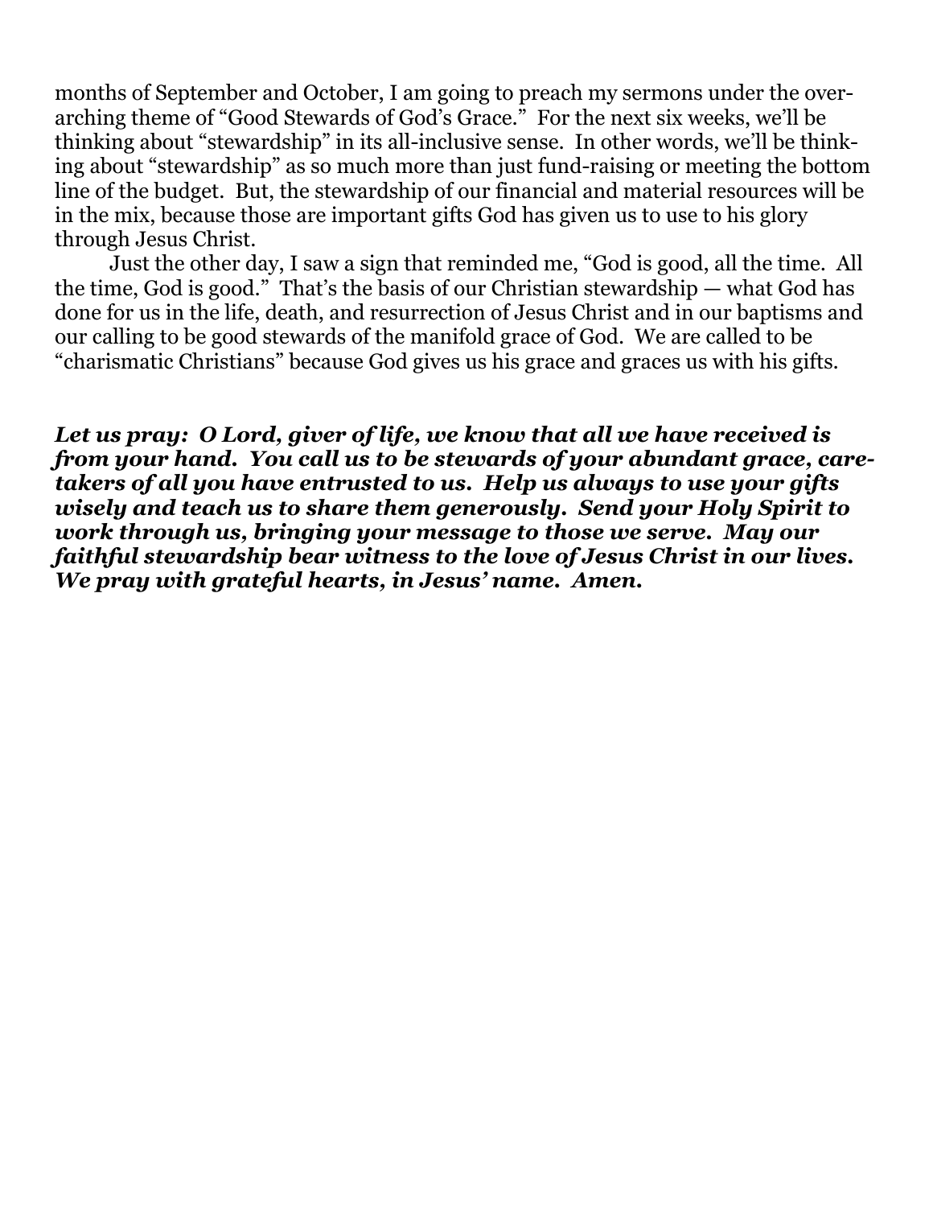months of September and October, I am going to preach my sermons under the overarching theme of "Good Stewards of God's Grace." For the next six weeks, we'll be thinking about "stewardship" in its all-inclusive sense. In other words, we'll be thinking about "stewardship" as so much more than just fund-raising or meeting the bottom line of the budget. But, the stewardship of our financial and material resources will be in the mix, because those are important gifts God has given us to use to his glory through Jesus Christ.

Just the other day, I saw a sign that reminded me, "God is good, all the time. All the time, God is good." That's the basis of our Christian stewardship — what God has done for us in the life, death, and resurrection of Jesus Christ and in our baptisms and our calling to be good stewards of the manifold grace of God. We are called to be "charismatic Christians" because God gives us his grace and graces us with his gifts.

***Let us pray: O Lord, giver of life, we know that all we have received is from your hand. You call us to be stewards of your abundant grace, caretakers of all you have entrusted to us. Help us always to use your gifts wisely and teach us to share them generously. Send your Holy Spirit to work through us, bringing your message to those we serve. May our faithful stewardship bear witness to the love of Jesus Christ in our lives. We pray with grateful hearts, in Jesus' name. Amen.***